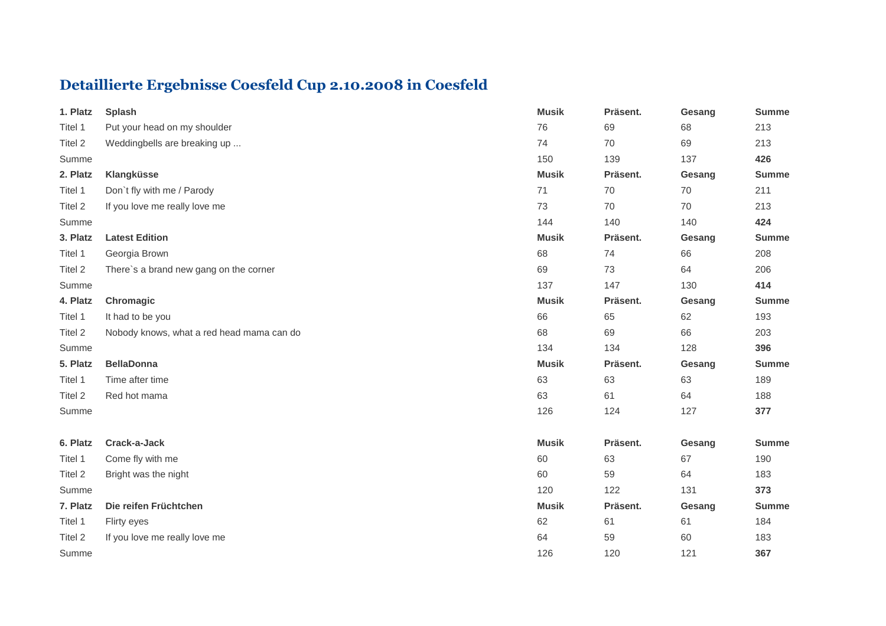# Detaillierte Ergebnisse Coesfeld Cup 2.10.2008 in Coesfeld

| | | Musik | Präsent. | Gesang | Summe |
|---|---|---|---|---|---|
| **1. Platz** | **Splash** | **Musik** | **Präsent.** | **Gesang** | **Summe** |
| Titel 1 | Put your head on my shoulder | 76 | 69 | 68 | 213 |
| Titel 2 | Weddingbells are breaking up ... | 74 | 70 | 69 | 213 |
| Summe | | 150 | 139 | 137 | **426** |
| **2. Platz** | **Klangküsse** | **Musik** | **Präsent.** | **Gesang** | **Summe** |
| Titel 1 | Don`t fly with me / Parody | 71 | 70 | 70 | 211 |
| Titel 2 | If you love me really love me | 73 | 70 | 70 | 213 |
| Summe | | 144 | 140 | 140 | **424** |
| **3. Platz** | **Latest Edition** | **Musik** | **Präsent.** | **Gesang** | **Summe** |
| Titel 1 | Georgia Brown | 68 | 74 | 66 | 208 |
| Titel 2 | There`s a brand new gang on the corner | 69 | 73 | 64 | 206 |
| Summe | | 137 | 147 | 130 | **414** |
| **4. Platz** | **Chromagic** | **Musik** | **Präsent.** | **Gesang** | **Summe** |
| Titel 1 | It had to be you | 66 | 65 | 62 | 193 |
| Titel 2 | Nobody knows, what a red head mama can do | 68 | 69 | 66 | 203 |
| Summe | | 134 | 134 | 128 | **396** |
| **5. Platz** | **BellaDonna** | **Musik** | **Präsent.** | **Gesang** | **Summe** |
| Titel 1 | Time after time | 63 | 63 | 63 | 189 |
| Titel 2 | Red hot mama | 63 | 61 | 64 | 188 |
| Summe | | 126 | 124 | 127 | **377** |
| **6. Platz** | **Crack-a-Jack** | **Musik** | **Präsent.** | **Gesang** | **Summe** |
| Titel 1 | Come fly with me | 60 | 63 | 67 | 190 |
| Titel 2 | Bright was the night | 60 | 59 | 64 | 183 |
| Summe | | 120 | 122 | 131 | **373** |
| **7. Platz** | **Die reifen Früchtchen** | **Musik** | **Präsent.** | **Gesang** | **Summe** |
| Titel 1 | Flirty eyes | 62 | 61 | 61 | 184 |
| Titel 2 | If you love me really love me | 64 | 59 | 60 | 183 |
| Summe | | 126 | 120 | 121 | **367** |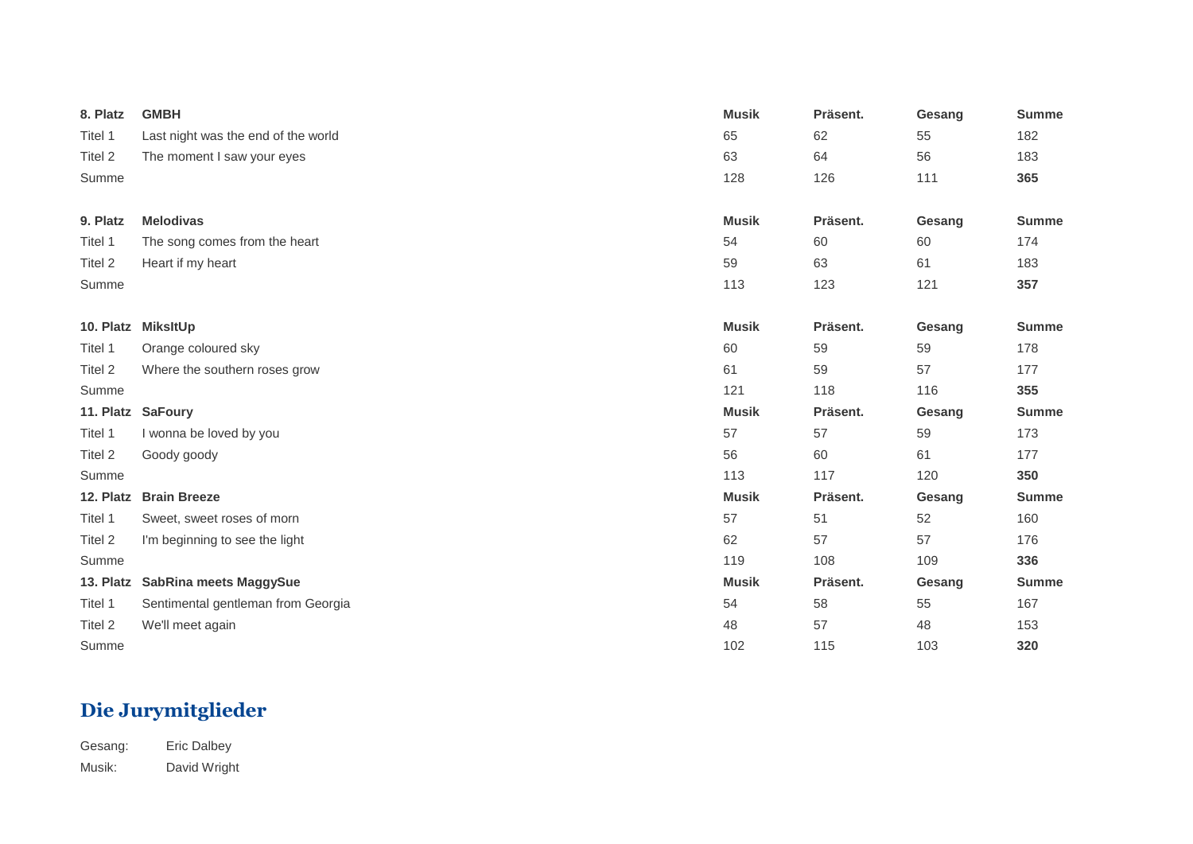| 8. Platz | GMBH | Musik | Präsent. | Gesang | Summe |
|---|---|---|---|---|---|
| Titel 1 | Last night was the end of the world | 65 | 62 | 55 | 182 |
| Titel 2 | The moment I saw your eyes | 63 | 64 | 56 | 183 |
| Summe | | 128 | 126 | 111 | **365** |

| 9. Platz | Melodivas | Musik | Präsent. | Gesang | Summe |
|---|---|---|---|---|---|
| Titel 1 | The song comes from the heart | 54 | 60 | 60 | 174 |
| Titel 2 | Heart if my heart | 59 | 63 | 61 | 183 |
| Summe | | 113 | 123 | 121 | **357** |

| 10. Platz | MiksItUp | Musik | Präsent. | Gesang | Summe |
|---|---|---|---|---|---|
| Titel 1 | Orange coloured sky | 60 | 59 | 59 | 178 |
| Titel 2 | Where the southern roses grow | 61 | 59 | 57 | 177 |
| Summe | | 121 | 118 | 116 | **355** |
| **11. Platz** | **SaFoury** | **Musik** | **Präsent.** | **Gesang** | **Summe** |
| Titel 1 | I wonna be loved by you | 57 | 57 | 59 | 173 |
| Titel 2 | Goody goody | 56 | 60 | 61 | 177 |
| Summe | | 113 | 117 | 120 | **350** |
| **12. Platz** | **Brain Breeze** | **Musik** | **Präsent.** | **Gesang** | **Summe** |
| Titel 1 | Sweet, sweet roses of morn | 57 | 51 | 52 | 160 |
| Titel 2 | I'm beginning to see the light | 62 | 57 | 57 | 176 |
| Summe | | 119 | 108 | 109 | **336** |
| **13. Platz** | **SabRina meets MaggySue** | **Musik** | **Präsent.** | **Gesang** | **Summe** |
| Titel 1 | Sentimental gentleman from Georgia | 54 | 58 | 55 | 167 |
| Titel 2 | We'll meet again | 48 | 57 | 48 | 153 |
| Summe | | 102 | 115 | 103 | **320** |

## Die Jurymitglieder

Gesang: Eric Dalbey
Musik: David Wright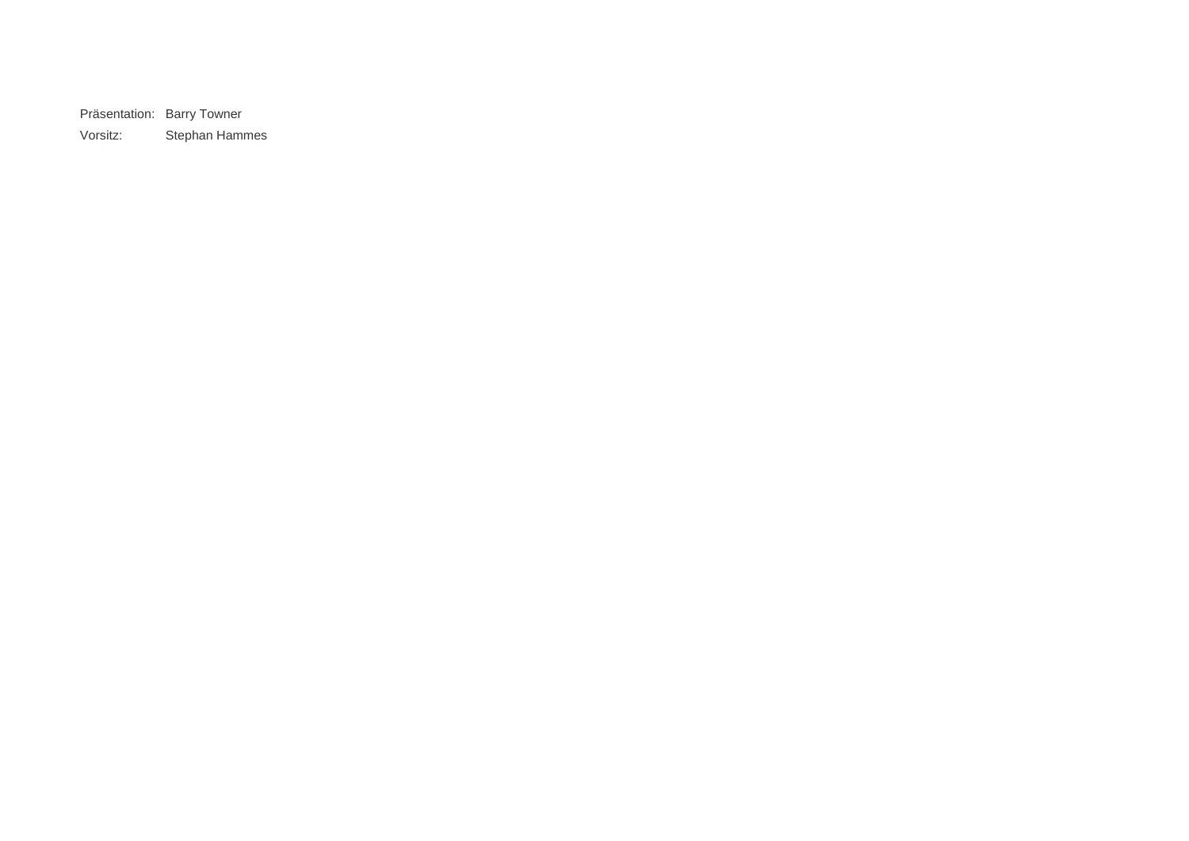Präsentation: Barry Towner
Vorsitz: Stephan Hammes